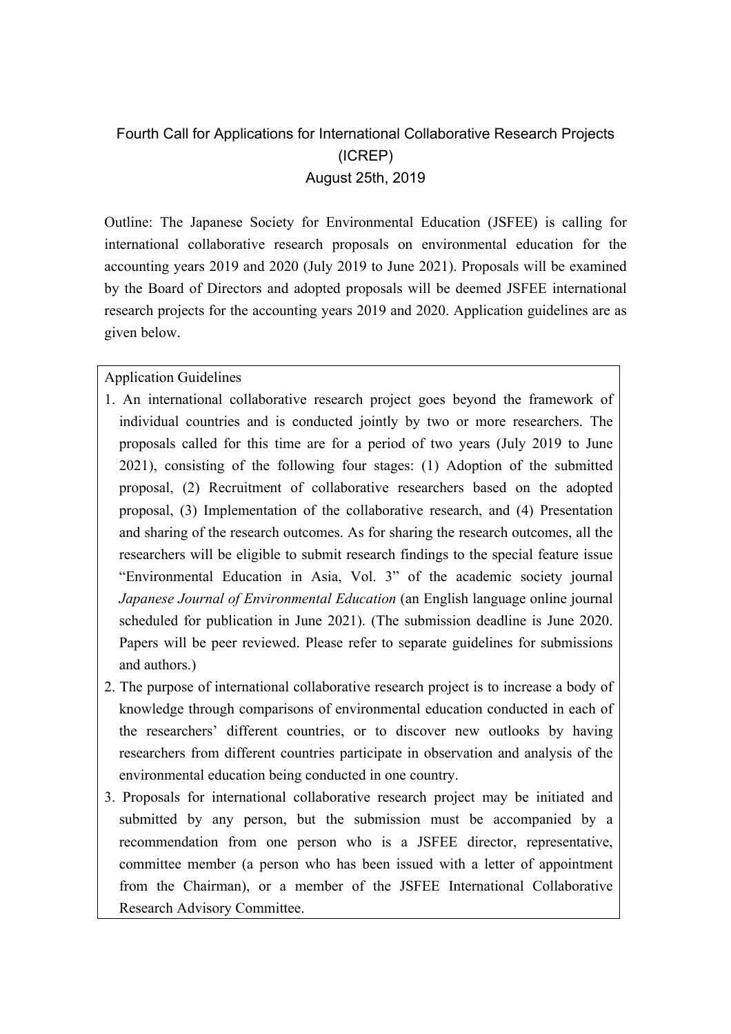# Fourth Call for Applications for International Collaborative Research Projects (ICREP)

August 25th, 2019

Outline: The Japanese Society for Environmental Education (JSFEE) is calling for international collaborative research proposals on environmental education for the accounting years 2019 and 2020 (July 2019 to June 2021). Proposals will be examined by the Board of Directors and adopted proposals will be deemed JSFEE international research projects for the accounting years 2019 and 2020. Application guidelines are as given below.

## Application Guidelines

1. An international collaborative research project goes beyond the framework of individual countries and is conducted jointly by two or more researchers. The proposals called for this time are for a period of two years (July 2019 to June 2021), consisting of the following four stages: (1) Adoption of the submitted proposal, (2) Recruitment of collaborative researchers based on the adopted proposal, (3) Implementation of the collaborative research, and (4) Presentation and sharing of the research outcomes. As for sharing the research outcomes, all the researchers will be eligible to submit research findings to the special feature issue "Environmental Education in Asia, Vol. 3" of the academic society journal *Japanese Journal of Environmental Education* (an English language online journal scheduled for publication in June 2021). (The submission deadline is June 2020. Papers will be peer reviewed. Please refer to separate guidelines for submissions and authors.)
2. The purpose of international collaborative research project is to increase a body of knowledge through comparisons of environmental education conducted in each of the researchers' different countries, or to discover new outlooks by having researchers from different countries participate in observation and analysis of the environmental education being conducted in one country.
3. Proposals for international collaborative research project may be initiated and submitted by any person, but the submission must be accompanied by a recommendation from one person who is a JSFEE director, representative, committee member (a person who has been issued with a letter of appointment from the Chairman), or a member of the JSFEE International Collaborative Research Advisory Committee.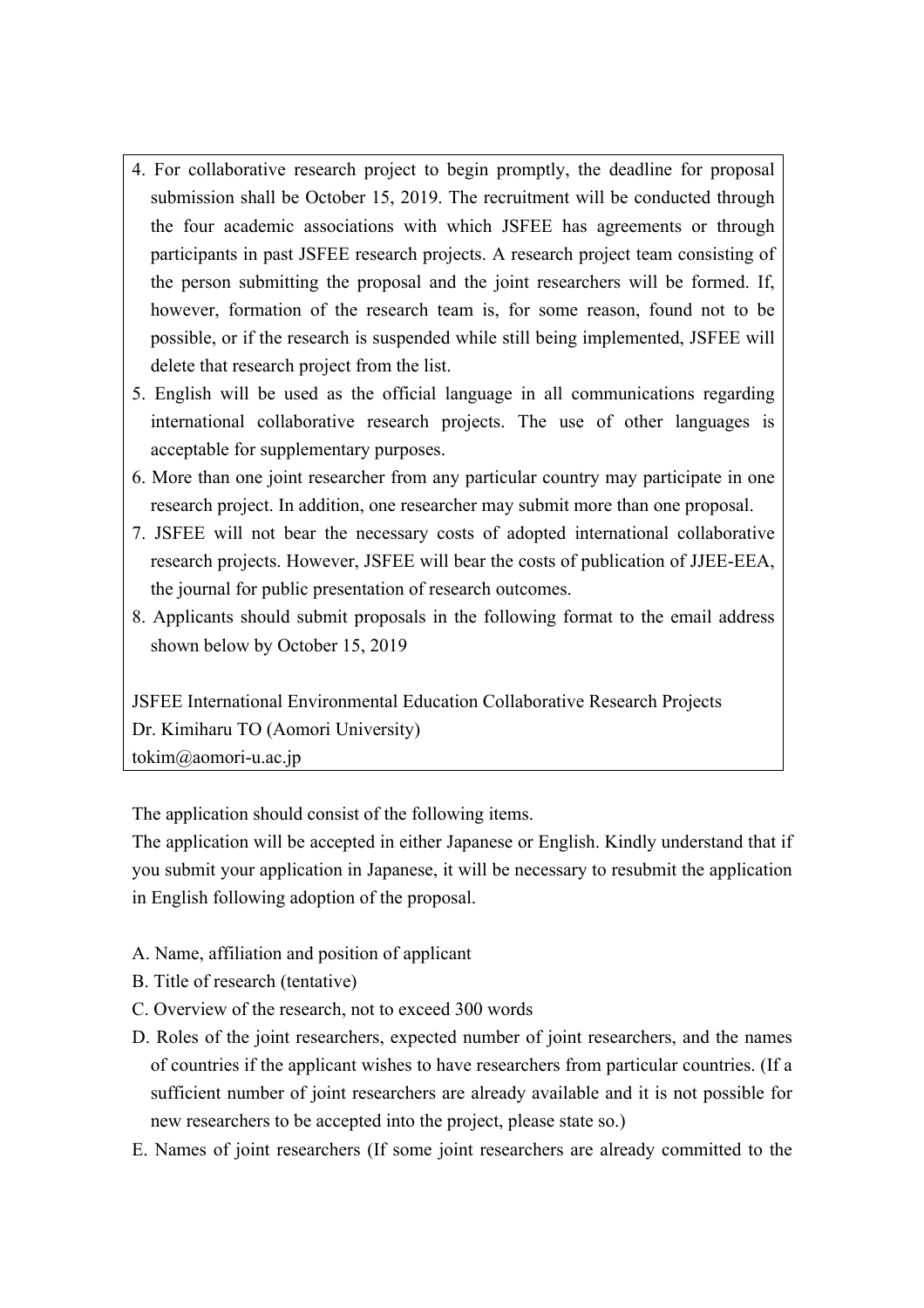4. For collaborative research project to begin promptly, the deadline for proposal submission shall be October 15, 2019. The recruitment will be conducted through the four academic associations with which JSFEE has agreements or through participants in past JSFEE research projects. A research project team consisting of the person submitting the proposal and the joint researchers will be formed. If, however, formation of the research team is, for some reason, found not to be possible, or if the research is suspended while still being implemented, JSFEE will delete that research project from the list.
5. English will be used as the official language in all communications regarding international collaborative research projects. The use of other languages is acceptable for supplementary purposes.
6. More than one joint researcher from any particular country may participate in one research project. In addition, one researcher may submit more than one proposal.
7. JSFEE will not bear the necessary costs of adopted international collaborative research projects. However, JSFEE will bear the costs of publication of JJEE-EEA, the journal for public presentation of research outcomes.
8. Applicants should submit proposals in the following format to the email address shown below by October 15, 2019

JSFEE International Environmental Education Collaborative Research Projects
Dr. Kimiharu TO (Aomori University)
tokim@aomori-u.ac.jp

The application should consist of the following items.
The application will be accepted in either Japanese or English. Kindly understand that if you submit your application in Japanese, it will be necessary to resubmit the application in English following adoption of the proposal.

A. Name, affiliation and position of applicant
B. Title of research (tentative)
C. Overview of the research, not to exceed 300 words
D. Roles of the joint researchers, expected number of joint researchers, and the names of countries if the applicant wishes to have researchers from particular countries. (If a sufficient number of joint researchers are already available and it is not possible for new researchers to be accepted into the project, please state so.)
E. Names of joint researchers (If some joint researchers are already committed to the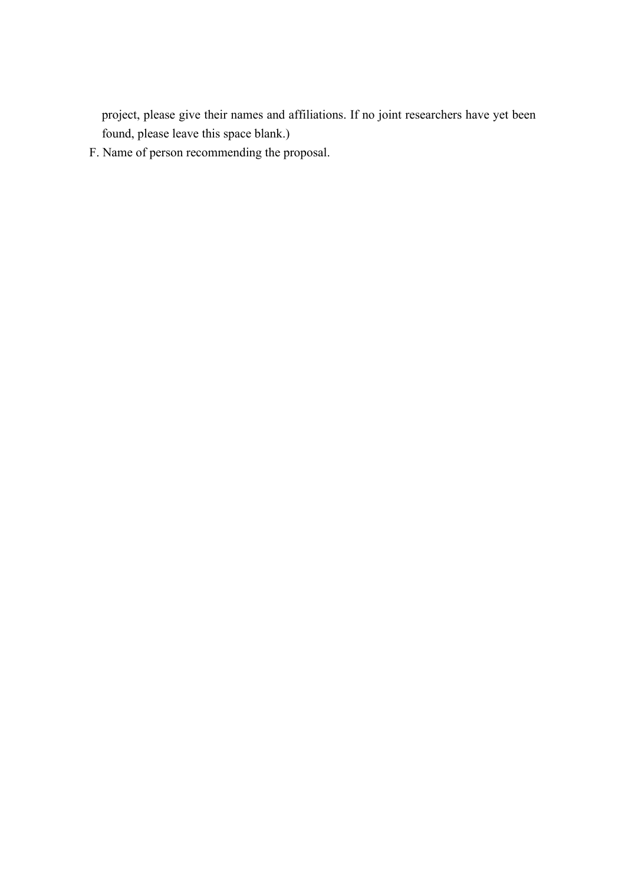project, please give their names and affiliations. If no joint researchers have yet been found, please leave this space blank.)

F. Name of person recommending the proposal.